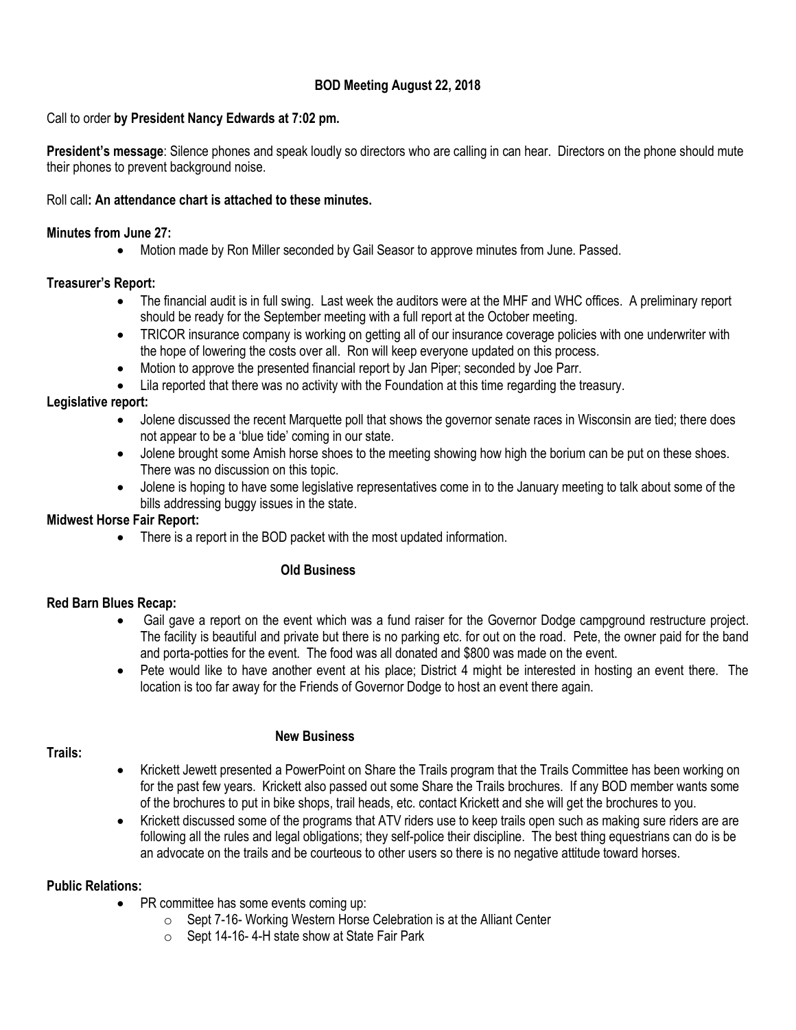## BOD Meeting August 22, 2018

Call to order **by President Nancy Edwards at 7:02 pm.**

**President's message**: Silence phones and speak loudly so directors who are calling in can hear. Directors on the phone should mute their phones to prevent background noise.

Roll call**: An attendance chart is attached to these minutes.**

**Minutes from June 27:**

- Motion made by Ron Miller seconded by Gail Seasor to approve minutes from June. Passed.

**Treasurer's Report:**

- The financial audit is in full swing. Last week the auditors were at the MHF and WHC offices. A preliminary report should be ready for the September meeting with a full report at the October meeting.
- TRICOR insurance company is working on getting all of our insurance coverage policies with one underwriter with the hope of lowering the costs over all. Ron will keep everyone updated on this process.
- Motion to approve the presented financial report by Jan Piper; seconded by Joe Parr.
- Lila reported that there was no activity with the Foundation at this time regarding the treasury.

**Legislative report:**

- Jolene discussed the recent Marquette poll that shows the governor senate races in Wisconsin are tied; there does not appear to be a 'blue tide' coming in our state.
- Jolene brought some Amish horse shoes to the meeting showing how high the borium can be put on these shoes. There was no discussion on this topic.
- Jolene is hoping to have some legislative representatives come in to the January meeting to talk about some of the bills addressing buggy issues in the state.

**Midwest Horse Fair Report:**

- There is a report in the BOD packet with the most updated information.

### Old Business

**Red Barn Blues Recap:**

- Gail gave a report on the event which was a fund raiser for the Governor Dodge campground restructure project. The facility is beautiful and private but there is no parking etc. for out on the road. Pete, the owner paid for the band and porta-potties for the event. The food was all donated and $800 was made on the event.
- Pete would like to have another event at his place; District 4 might be interested in hosting an event there. The location is too far away for the Friends of Governor Dodge to host an event there again.

### New Business

**Trails:**

- Krickett Jewett presented a PowerPoint on Share the Trails program that the Trails Committee has been working on for the past few years. Krickett also passed out some Share the Trails brochures. If any BOD member wants some of the brochures to put in bike shops, trail heads, etc. contact Krickett and she will get the brochures to you.
- Krickett discussed some of the programs that ATV riders use to keep trails open such as making sure riders are are following all the rules and legal obligations; they self-police their discipline. The best thing equestrians can do is be an advocate on the trails and be courteous to other users so there is no negative attitude toward horses.

**Public Relations:**

- PR committee has some events coming up:
  - Sept 7-16- Working Western Horse Celebration is at the Alliant Center
  - Sept 14-16- 4-H state show at State Fair Park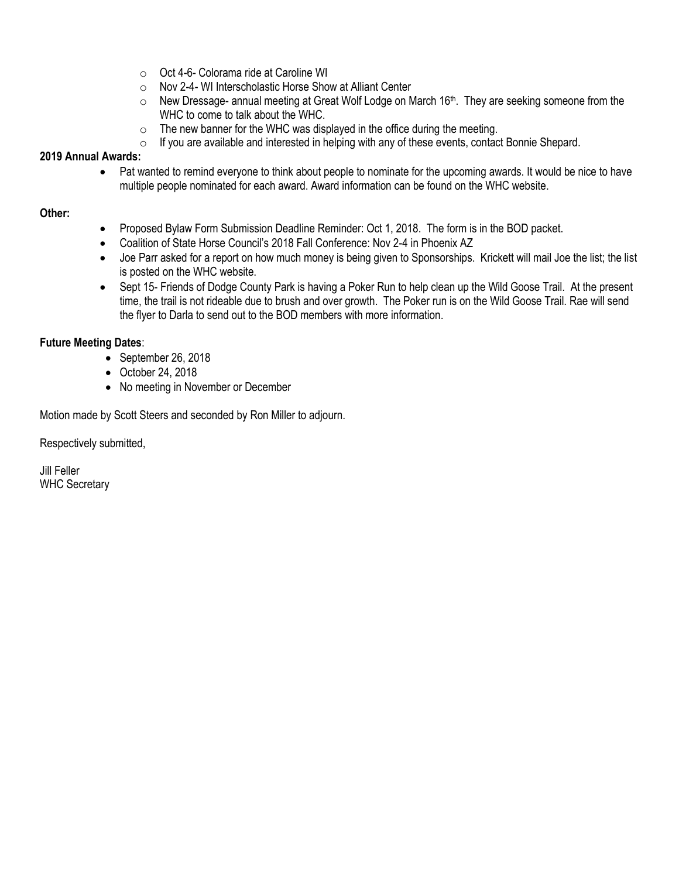- Oct 4-6- Colorama ride at Caroline WI
- Nov 2-4- WI Interscholastic Horse Show at Alliant Center
- New Dressage- annual meeting at Great Wolf Lodge on March 16th. They are seeking someone from the WHC to come to talk about the WHC.
- The new banner for the WHC was displayed in the office during the meeting.
- If you are available and interested in helping with any of these events, contact Bonnie Shepard.

**2019 Annual Awards:**

- Pat wanted to remind everyone to think about people to nominate for the upcoming awards. It would be nice to have multiple people nominated for each award. Award information can be found on the WHC website.

**Other:**

- Proposed Bylaw Form Submission Deadline Reminder: Oct 1, 2018. The form is in the BOD packet.
- Coalition of State Horse Council's 2018 Fall Conference: Nov 2-4 in Phoenix AZ
- Joe Parr asked for a report on how much money is being given to Sponsorships. Krickett will mail Joe the list; the list is posted on the WHC website.
- Sept 15- Friends of Dodge County Park is having a Poker Run to help clean up the Wild Goose Trail. At the present time, the trail is not rideable due to brush and over growth. The Poker run is on the Wild Goose Trail. Rae will send the flyer to Darla to send out to the BOD members with more information.

**Future Meeting Dates**:

- September 26, 2018
- October 24, 2018
- No meeting in November or December

Motion made by Scott Steers and seconded by Ron Miller to adjourn.

Respectively submitted,

Jill Feller
WHC Secretary